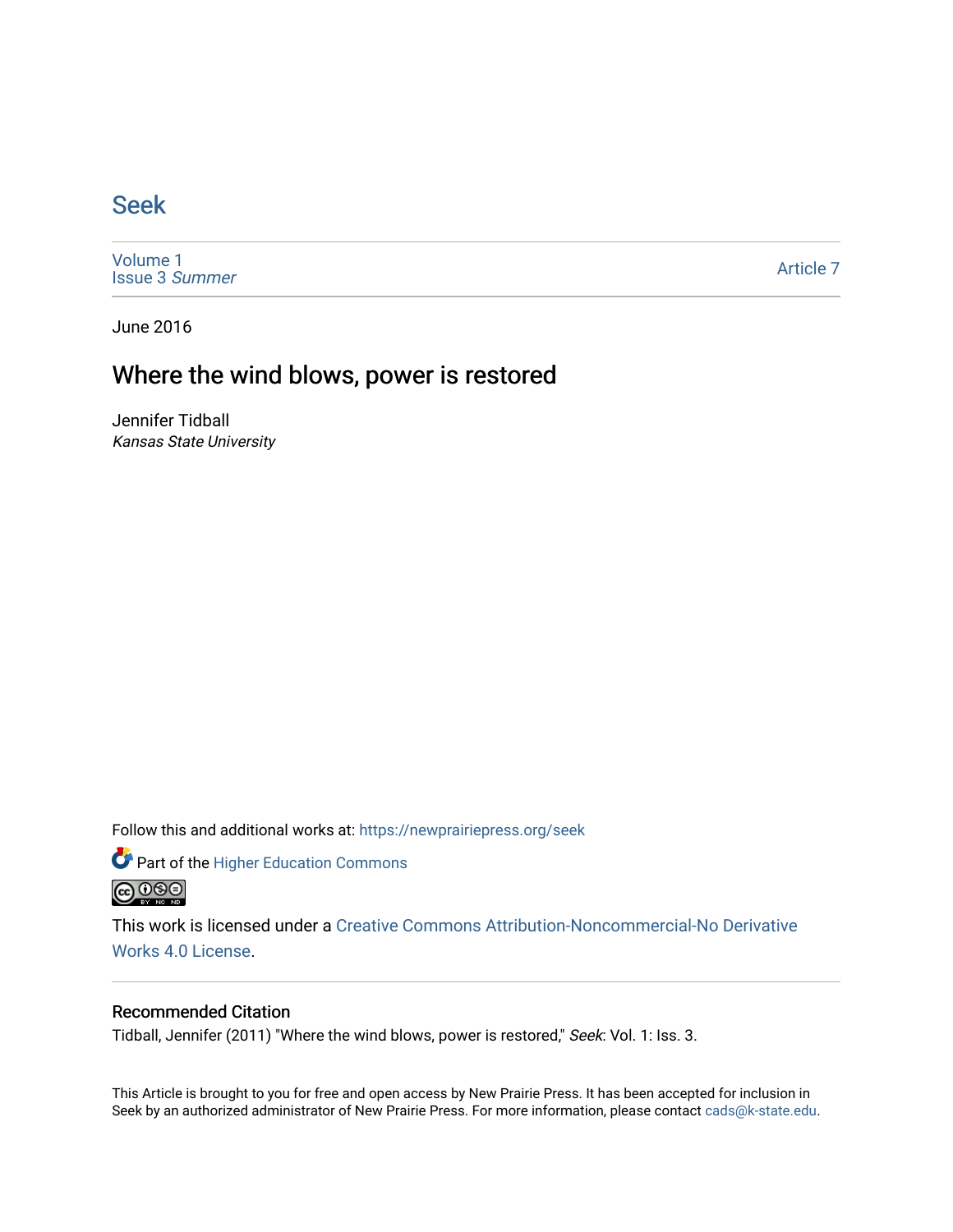# Seek

Volume 1
Issue 3 *Summer*

Article 7

June 2016

## Where the wind blows, power is restored

Jennifer Tidball
*Kansas State University*

Follow this and additional works at: https://newprairiepress.org/seek

Part of the Higher Education Commons

This work is licensed under a Creative Commons Attribution-Noncommercial-No Derivative Works 4.0 License.

### Recommended Citation

Tidball, Jennifer (2011) "Where the wind blows, power is restored," *Seek*: Vol. 1: Iss. 3.

This Article is brought to you for free and open access by New Prairie Press. It has been accepted for inclusion in Seek by an authorized administrator of New Prairie Press. For more information, please contact cads@k-state.edu.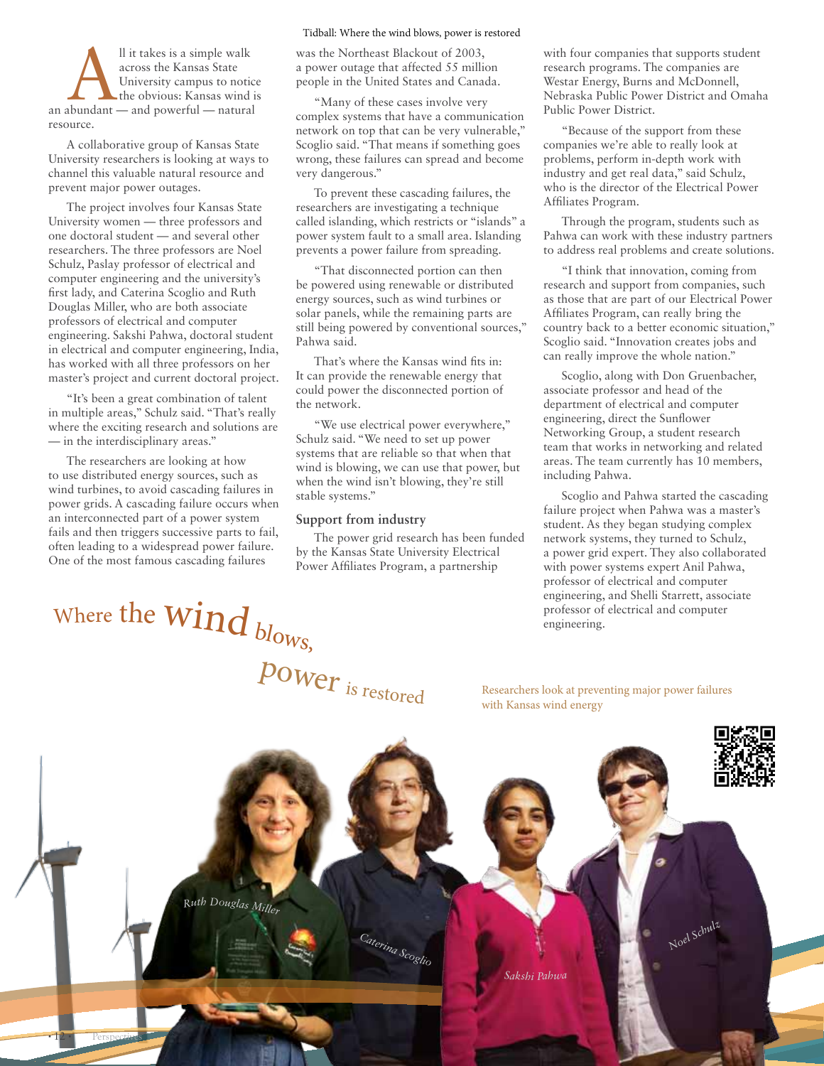# Where the wind blows, power is restored

Researchers look at preventing major power failures with Kansas wind energy

All it takes is a simple walk across the Kansas State University campus to notice the obvious: Kansas wind is an abundant — and powerful — natural resource.

A collaborative group of Kansas State University researchers is looking at ways to channel this valuable natural resource and prevent major power outages.

The project involves four Kansas State University women — three professors and one doctoral student — and several other researchers. The three professors are Noel Schulz, Paslay professor of electrical and computer engineering and the university's first lady, and Caterina Scoglio and Ruth Douglas Miller, who are both associate professors of electrical and computer engineering. Sakshi Pahwa, doctoral student in electrical and computer engineering, India, has worked with all three professors on her master's project and current doctoral project.

"It's been a great combination of talent in multiple areas," Schulz said. "That's really where the exciting research and solutions are — in the interdisciplinary areas."

The researchers are looking at how to use distributed energy sources, such as wind turbines, to avoid cascading failures in power grids. A cascading failure occurs when an interconnected part of a power system fails and then triggers successive parts to fail, often leading to a widespread power failure. One of the most famous cascading failures was the Northeast Blackout of 2003, a power outage that affected 55 million people in the United States and Canada.

"Many of these cases involve very complex systems that have a communication network on top that can be very vulnerable," Scoglio said. "That means if something goes wrong, these failures can spread and become very dangerous."

To prevent these cascading failures, the researchers are investigating a technique called islanding, which restricts or "islands" a power system fault to a small area. Islanding prevents a power failure from spreading.

"That disconnected portion can then be powered using renewable or distributed energy sources, such as wind turbines or solar panels, while the remaining parts are still being powered by conventional sources," Pahwa said.

That's where the Kansas wind fits in: It can provide the renewable energy that could power the disconnected portion of the network.

"We use electrical power everywhere," Schulz said. "We need to set up power systems that are reliable so that when that wind is blowing, we can use that power, but when the wind isn't blowing, they're still stable systems."

## Support from industry

The power grid research has been funded by the Kansas State University Electrical Power Affiliates Program, a partnership with four companies that supports student research programs. The companies are Westar Energy, Burns and McDonnell, Nebraska Public Power District and Omaha Public Power District.

"Because of the support from these companies we're able to really look at problems, perform in-depth work with industry and get real data," said Schulz, who is the director of the Electrical Power Affiliates Program.

Through the program, students such as Pahwa can work with these industry partners to address real problems and create solutions.

"I think that innovation, coming from research and support from companies, such as those that are part of our Electrical Power Affiliates Program, can really bring the country back to a better economic situation," Scoglio said. "Innovation creates jobs and can really improve the whole nation."

Scoglio, along with Don Gruenbacher, associate professor and head of the department of electrical and computer engineering, direct the Sunflower Networking Group, a student research team that works in networking and related areas. The team currently has 10 members, including Pahwa.

Scoglio and Pahwa started the cascading failure project when Pahwa was a master's student. As they began studying complex network systems, they turned to Schulz, a power grid expert. They also collaborated with power systems expert Anil Pahwa, professor of electrical and computer engineering, and Shelli Starrett, associate professor of electrical and computer engineering.

*Ruth Douglas Miller* *Caterina Scoglio* *Sakshi Pahwa* *Noel Schulz*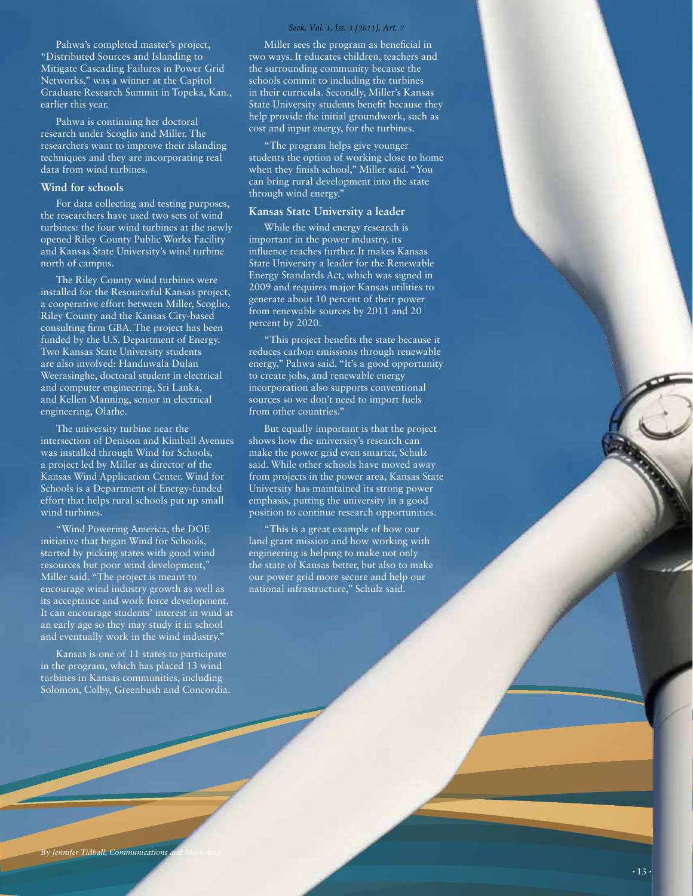Pahwa's completed master's project, "Distributed Sources and Islanding to Mitigate Cascading Failures in Power Grid Networks," was a winner at the Capitol Graduate Research Summit in Topeka, Kan., earlier this year.

Pahwa is continuing her doctoral research under Scoglio and Miller. The researchers want to improve their islanding techniques and they are incorporating real data from wind turbines.

### Wind for schools

For data collecting and testing purposes, the researchers have used two sets of wind turbines: the four wind turbines at the newly opened Riley County Public Works Facility and Kansas State University's wind turbine north of campus.

The Riley County wind turbines were installed for the Resourceful Kansas project, a cooperative effort between Miller, Scoglio, Riley County and the Kansas City-based consulting firm GBA. The project has been funded by the U.S. Department of Energy. Two Kansas State University students are also involved: Handuwala Dulan Weerasinghe, doctoral student in electrical and computer engineering, Sri Lanka, and Kellen Manning, senior in electrical engineering, Olathe.

The university turbine near the intersection of Denison and Kimball Avenues was installed through Wind for Schools, a project led by Miller as director of the Kansas Wind Application Center. Wind for Schools is a Department of Energy-funded effort that helps rural schools put up small wind turbines.

"Wind Powering America, the DOE initiative that began Wind for Schools, started by picking states with good wind resources but poor wind development," Miller said. "The project is meant to encourage wind industry growth as well as its acceptance and work force development. It can encourage students' interest in wind at an early age so they may study it in school and eventually work in the wind industry."

Kansas is one of 11 states to participate in the program, which has placed 13 wind turbines in Kansas communities, including Solomon, Colby, Greenbush and Concordia.

Miller sees the program as beneficial in two ways. It educates children, teachers and the surrounding community because the schools commit to including the turbines in their curricula. Secondly, Miller's Kansas State University students benefit because they help provide the initial groundwork, such as cost and input energy, for the turbines.

"The program helps give younger students the option of working close to home when they finish school," Miller said. "You can bring rural development into the state through wind energy."

### Kansas State University a leader

While the wind energy research is important in the power industry, its influence reaches further. It makes Kansas State University a leader for the Renewable Energy Standards Act, which was signed in 2009 and requires major Kansas utilities to generate about 10 percent of their power from renewable sources by 2011 and 20 percent by 2020.

"This project benefits the state because it reduces carbon emissions through renewable energy," Pahwa said. "It's a good opportunity to create jobs, and renewable energy incorporation also supports conventional sources so we don't need to import fuels from other countries."

But equally important is that the project shows how the university's research can make the power grid even smarter, Schulz said. While other schools have moved away from projects in the power area, Kansas State University has maintained its strong power emphasis, putting the university in a good position to continue research opportunities.

"This is a great example of how our land grant mission and how working with engineering is helping to make not only the state of Kansas better, but also to make our power grid more secure and help our national infrastructure," Schulz said.

*By Jennifer Tidball, Communications and Marketing*